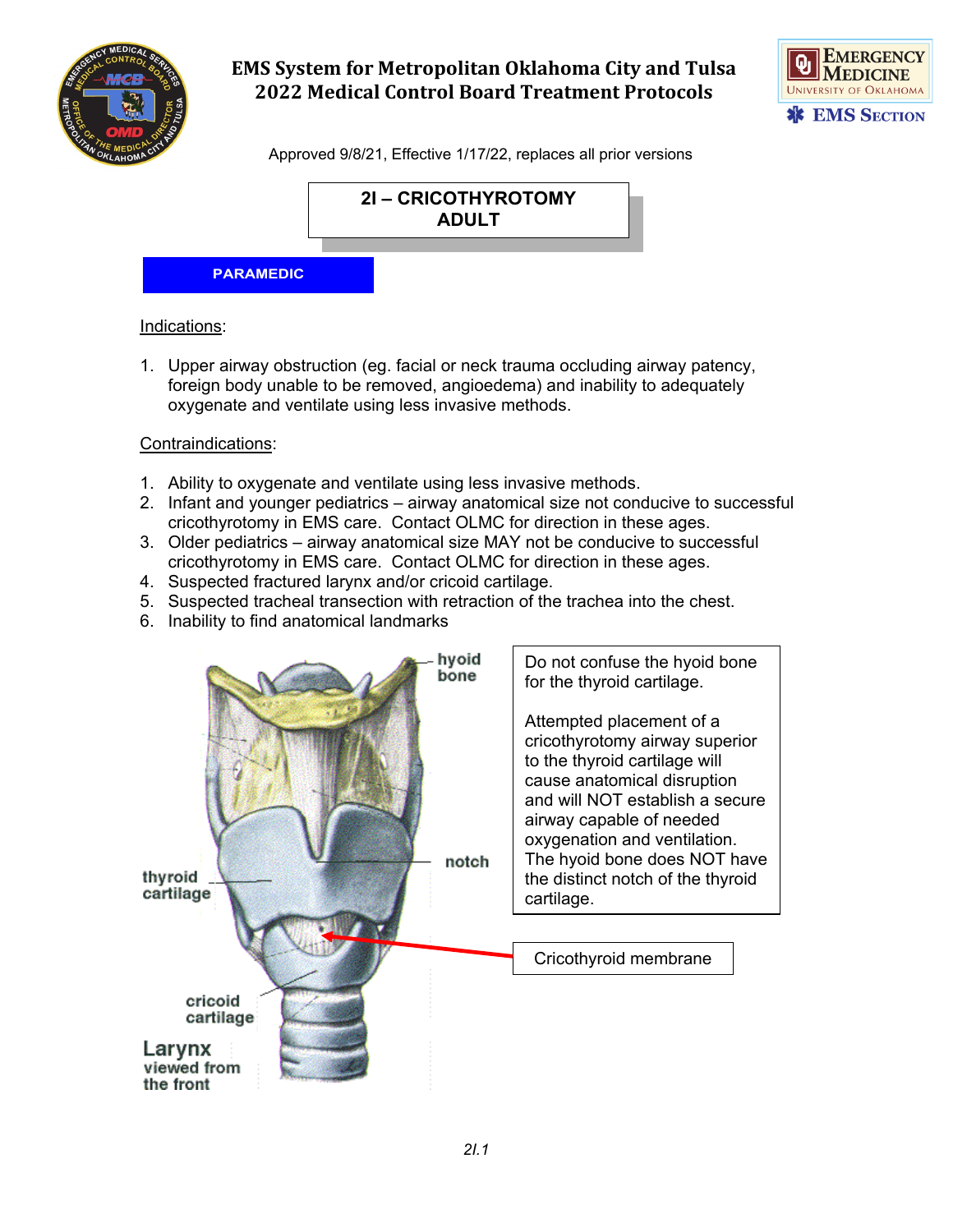# EMS System for Metropolitan Oklahoma City and Tulsa
# 2022 Medical Control Board Treatment Protocols

Approved 9/8/21, Effective 1/17/22, replaces all prior versions

## 2I – CRICOTHYROTOMY ADULT

**PARAMEDIC**

Indications:

1. Upper airway obstruction (eg. facial or neck trauma occluding airway patency, foreign body unable to be removed, angioedema) and inability to adequately oxygenate and ventilate using less invasive methods.

Contraindications:

1. Ability to oxygenate and ventilate using less invasive methods.
2. Infant and younger pediatrics – airway anatomical size not conducive to successful cricothyrotomy in EMS care. Contact OLMC for direction in these ages.
3. Older pediatrics – airway anatomical size MAY not be conducive to successful cricothyrotomy in EMS care. Contact OLMC for direction in these ages.
4. Suspected fractured larynx and/or cricoid cartilage.
5. Suspected tracheal transection with retraction of the trachea into the chest.
6. Inability to find anatomical landmarks

hyoid bone

notch

thyroid cartilage

cricoid cartilage

Larynx viewed from the front

Do not confuse the hyoid bone for the thyroid cartilage.

Attempted placement of a cricothyrotomy airway superior to the thyroid cartilage will cause anatomical disruption and will NOT establish a secure airway capable of needed oxygenation and ventilation. The hyoid bone does NOT have the distinct notch of the thyroid cartilage.

Cricothyroid membrane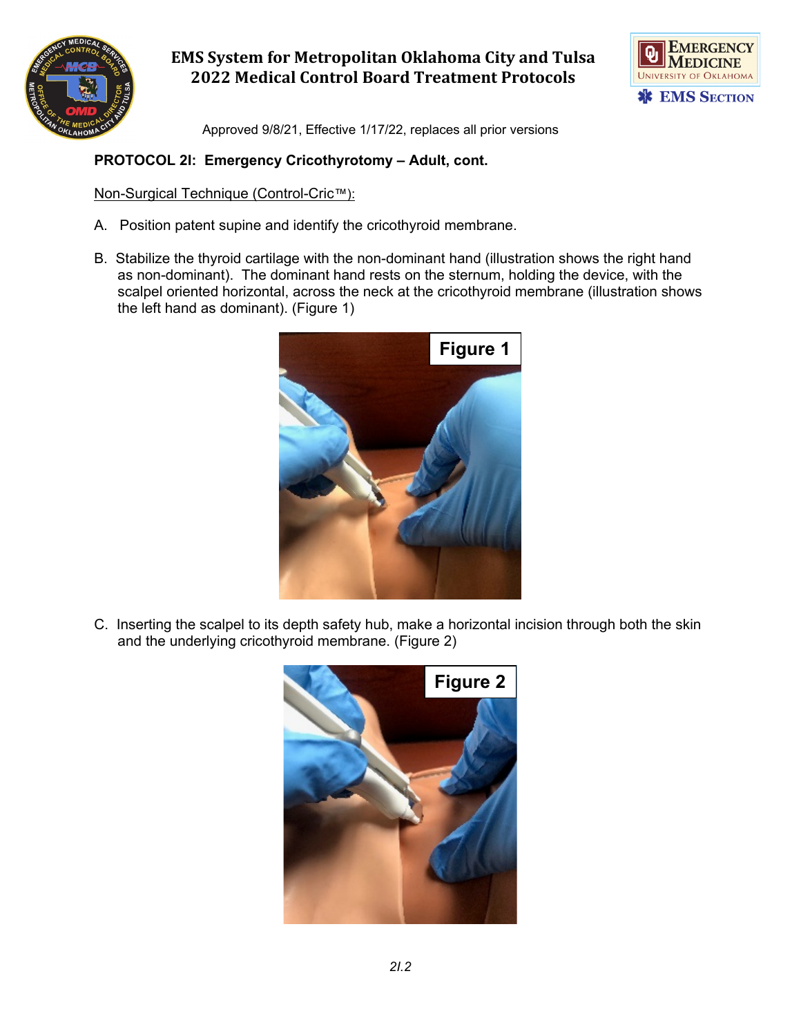## PROTOCOL 2I: Emergency Cricothyrotomy – Adult, cont.

Non-Surgical Technique (Control-Cric™):

A. Position patent supine and identify the cricothyroid membrane.

B. Stabilize the thyroid cartilage with the non-dominant hand (illustration shows the right hand as non-dominant). The dominant hand rests on the sternum, holding the device, with the scalpel oriented horizontal, across the neck at the cricothyroid membrane (illustration shows the left hand as dominant). (Figure 1)

Figure 1

C. Inserting the scalpel to its depth safety hub, make a horizontal incision through both the skin and the underlying cricothyroid membrane. (Figure 2)

Figure 2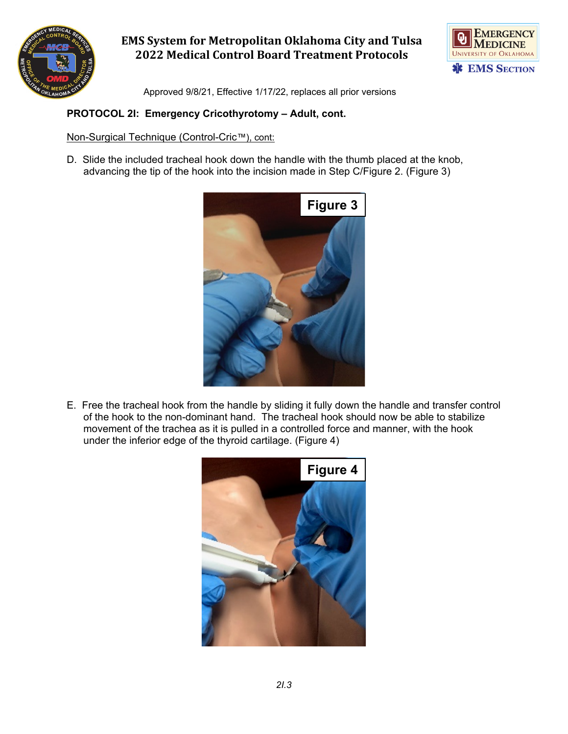**PROTOCOL 2I: Emergency Cricothyrotomy – Adult, cont.**

Non-Surgical Technique (Control-Cric™), cont:

D. Slide the included tracheal hook down the handle with the thumb placed at the knob, advancing the tip of the hook into the incision made in Step C/Figure 2. (Figure 3)

Figure 3

E. Free the tracheal hook from the handle by sliding it fully down the handle and transfer control of the hook to the non-dominant hand. The tracheal hook should now be able to stabilize movement of the trachea as it is pulled in a controlled force and manner, with the hook under the inferior edge of the thyroid cartilage. (Figure 4)

Figure 4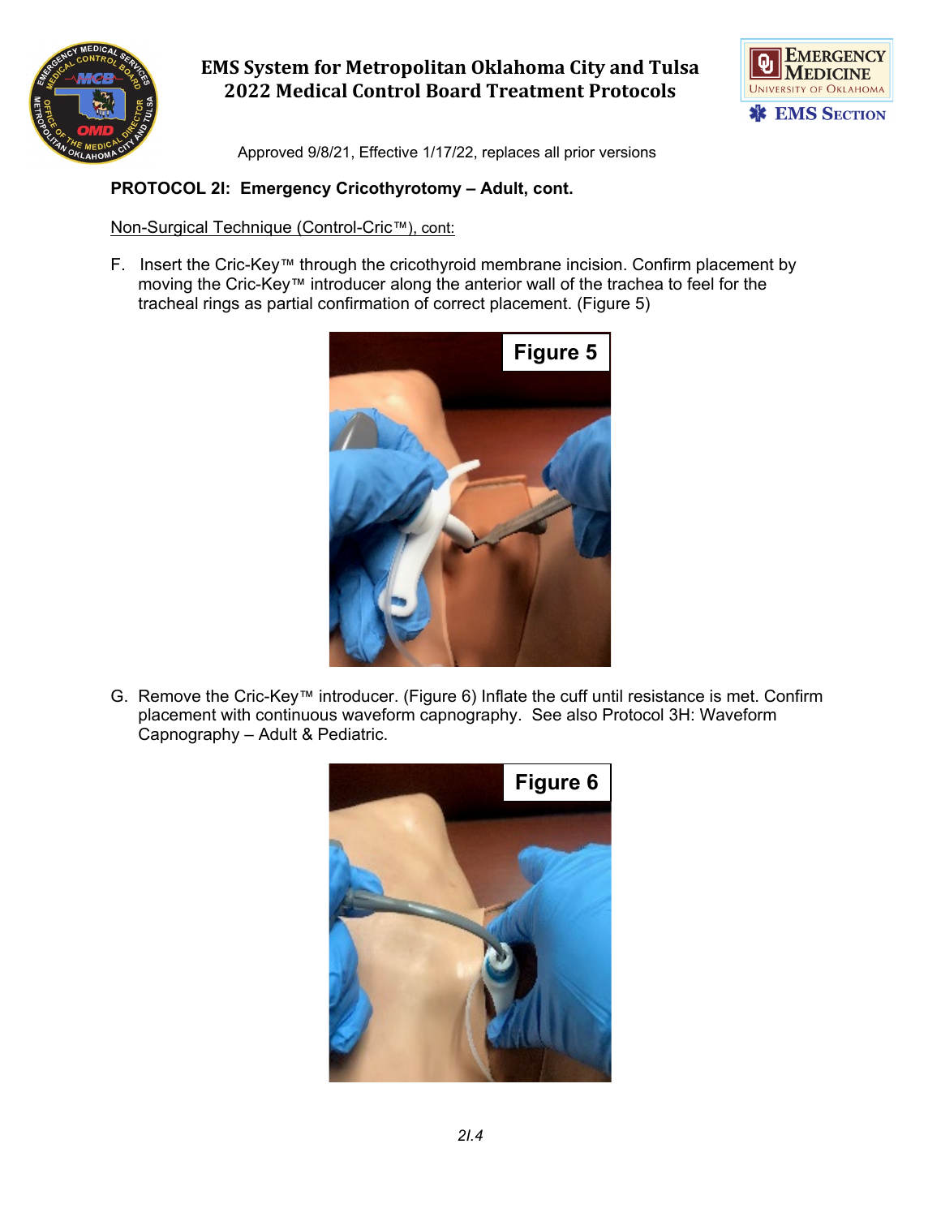## PROTOCOL 2I: Emergency Cricothyrotomy – Adult, cont.

Non-Surgical Technique (Control-Cric™), cont:

F. Insert the Cric-Key™ through the cricothyroid membrane incision. Confirm placement by moving the Cric-Key™ introducer along the anterior wall of the trachea to feel for the tracheal rings as partial confirmation of correct placement. (Figure 5)

Figure 5

G. Remove the Cric-Key™ introducer. (Figure 6) Inflate the cuff until resistance is met. Confirm placement with continuous waveform capnography. See also Protocol 3H: Waveform Capnography – Adult & Pediatric.

Figure 6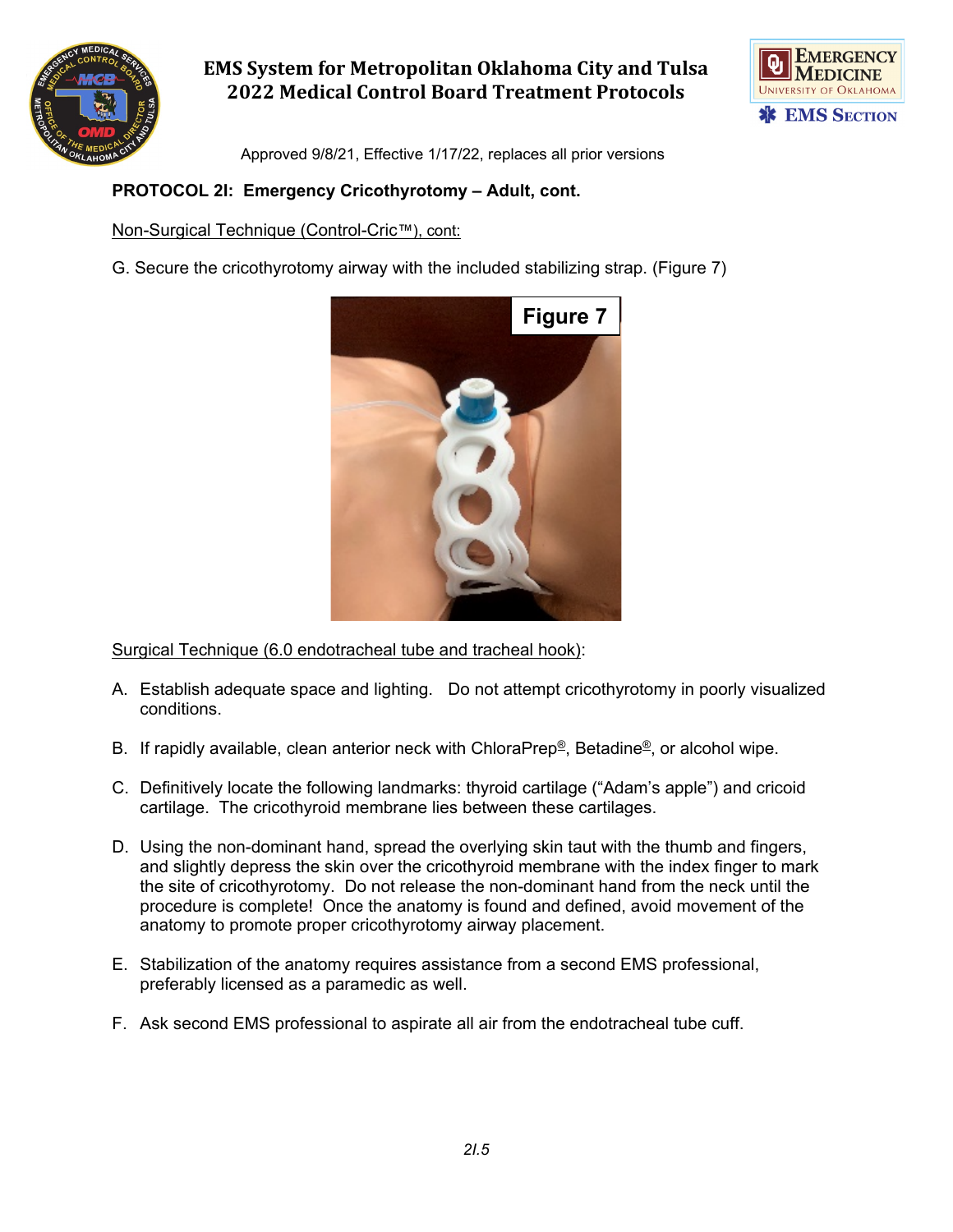**PROTOCOL 2I: Emergency Cricothyrotomy – Adult, cont.**

Non-Surgical Technique (Control-Cric™), cont:

G. Secure the cricothyrotomy airway with the included stabilizing strap. (Figure 7)

Figure 7

Surgical Technique (6.0 endotracheal tube and tracheal hook):

A. Establish adequate space and lighting. Do not attempt cricothyrotomy in poorly visualized conditions.

B. If rapidly available, clean anterior neck with ChloraPrep®, Betadine®, or alcohol wipe.

C. Definitively locate the following landmarks: thyroid cartilage ("Adam's apple") and cricoid cartilage. The cricothyroid membrane lies between these cartilages.

D. Using the non-dominant hand, spread the overlying skin taut with the thumb and fingers, and slightly depress the skin over the cricothyroid membrane with the index finger to mark the site of cricothyrotomy. Do not release the non-dominant hand from the neck until the procedure is complete! Once the anatomy is found and defined, avoid movement of the anatomy to promote proper cricothyrotomy airway placement.

E. Stabilization of the anatomy requires assistance from a second EMS professional, preferably licensed as a paramedic as well.

F. Ask second EMS professional to aspirate all air from the endotracheal tube cuff.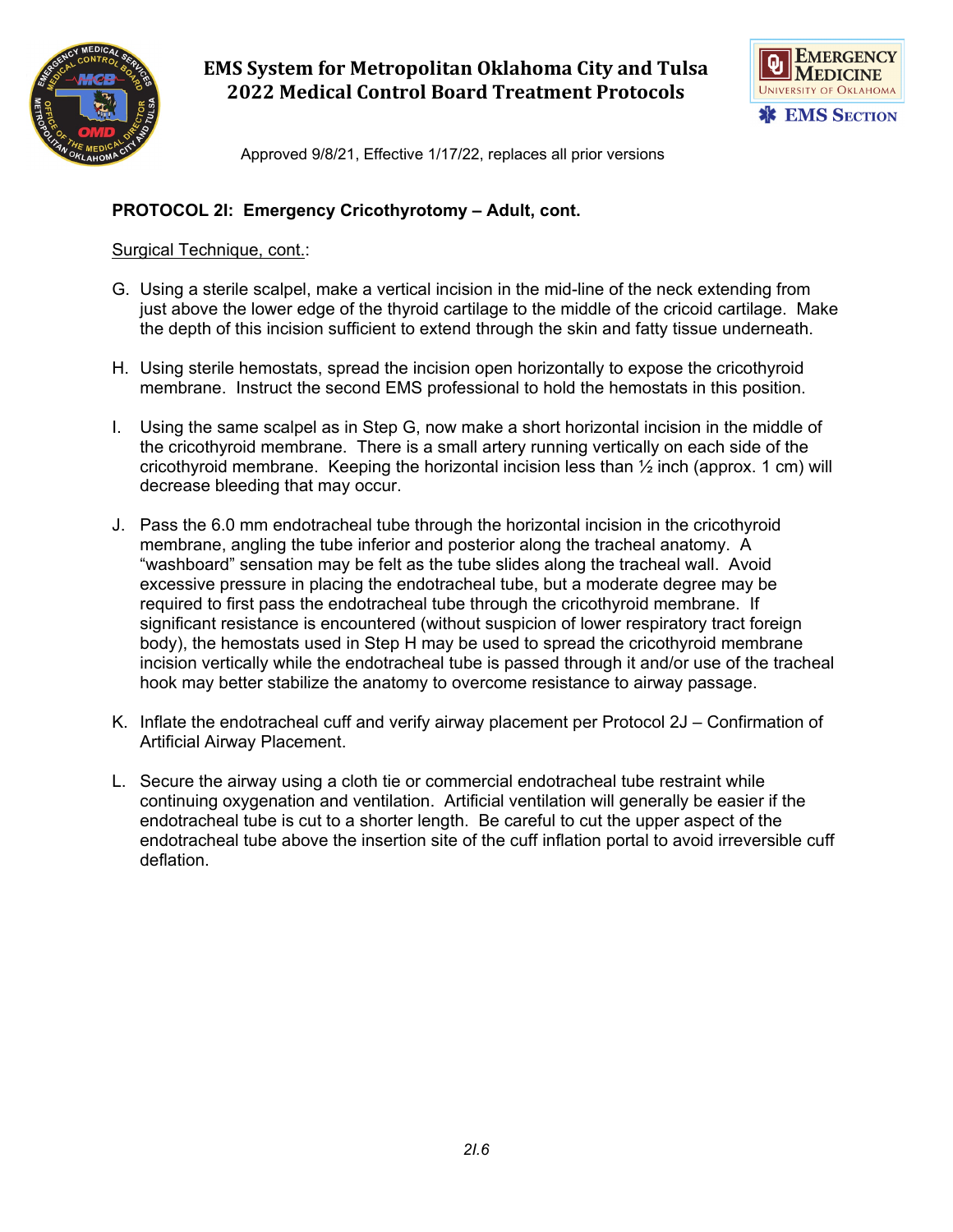## PROTOCOL 2I: Emergency Cricothyrotomy – Adult, cont.

Surgical Technique, cont.:

G. Using a sterile scalpel, make a vertical incision in the mid-line of the neck extending from just above the lower edge of the thyroid cartilage to the middle of the cricoid cartilage. Make the depth of this incision sufficient to extend through the skin and fatty tissue underneath.

H. Using sterile hemostats, spread the incision open horizontally to expose the cricothyroid membrane. Instruct the second EMS professional to hold the hemostats in this position.

I. Using the same scalpel as in Step G, now make a short horizontal incision in the middle of the cricothyroid membrane. There is a small artery running vertically on each side of the cricothyroid membrane. Keeping the horizontal incision less than ½ inch (approx. 1 cm) will decrease bleeding that may occur.

J. Pass the 6.0 mm endotracheal tube through the horizontal incision in the cricothyroid membrane, angling the tube inferior and posterior along the tracheal anatomy. A "washboard" sensation may be felt as the tube slides along the tracheal wall. Avoid excessive pressure in placing the endotracheal tube, but a moderate degree may be required to first pass the endotracheal tube through the cricothyroid membrane. If significant resistance is encountered (without suspicion of lower respiratory tract foreign body), the hemostats used in Step H may be used to spread the cricothyroid membrane incision vertically while the endotracheal tube is passed through it and/or use of the tracheal hook may better stabilize the anatomy to overcome resistance to airway passage.

K. Inflate the endotracheal cuff and verify airway placement per Protocol 2J – Confirmation of Artificial Airway Placement.

L. Secure the airway using a cloth tie or commercial endotracheal tube restraint while continuing oxygenation and ventilation. Artificial ventilation will generally be easier if the endotracheal tube is cut to a shorter length. Be careful to cut the upper aspect of the endotracheal tube above the insertion site of the cuff inflation portal to avoid irreversible cuff deflation.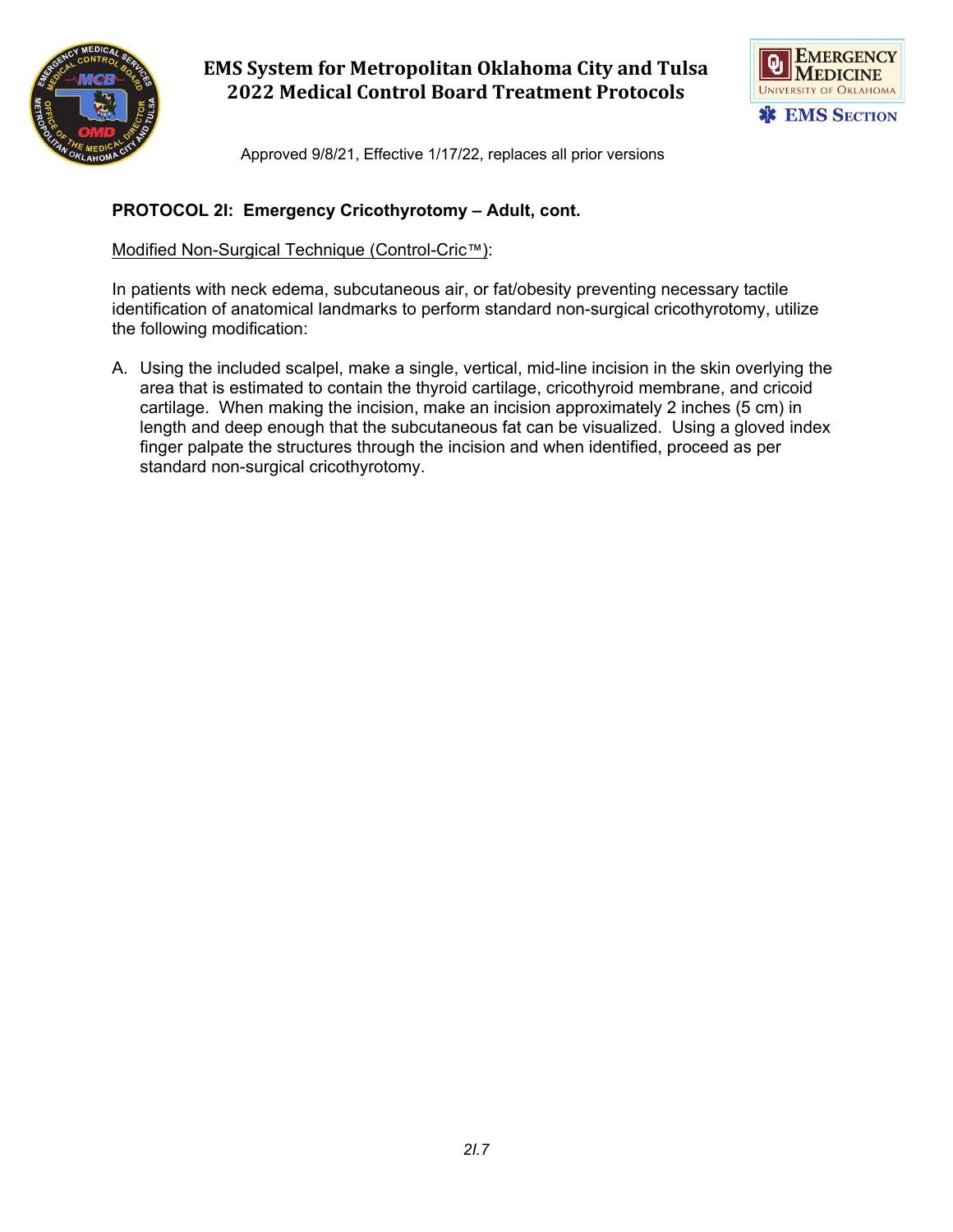## PROTOCOL 2I: Emergency Cricothyrotomy – Adult, cont.

Modified Non-Surgical Technique (Control-Cric™):

In patients with neck edema, subcutaneous air, or fat/obesity preventing necessary tactile identification of anatomical landmarks to perform standard non-surgical cricothyrotomy, utilize the following modification:

A. Using the included scalpel, make a single, vertical, mid-line incision in the skin overlying the area that is estimated to contain the thyroid cartilage, cricothyroid membrane, and cricoid cartilage. When making the incision, make an incision approximately 2 inches (5 cm) in length and deep enough that the subcutaneous fat can be visualized. Using a gloved index finger palpate the structures through the incision and when identified, proceed as per standard non-surgical cricothyrotomy.